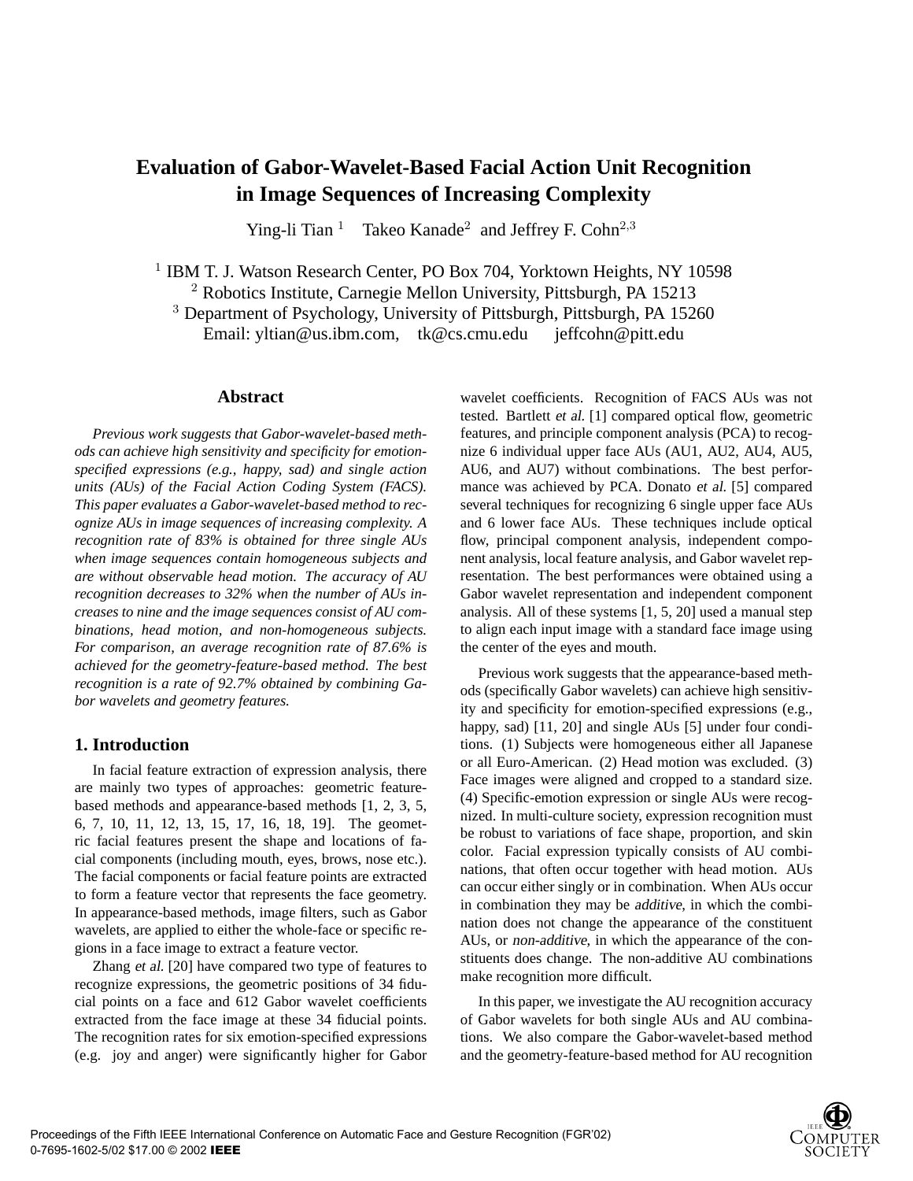# Evaluation of Gabor-Wavelet-Based Facial Action Unit Recognition in Image Sequences of Increasing Complexity

Ying-li Tian [1] Takeo Kanade[2] and Jeffrey F. Cohn[2,3]

[1] IBM T. J. Watson Research Center, PO Box 704, Yorktown Heights, NY 10598
[2] Robotics Institute, Carnegie Mellon University, Pittsburgh, PA 15213
[3] Department of Psychology, University of Pittsburgh, Pittsburgh, PA 15260
Email: yltian@us.ibm.com, tk@cs.cmu.edu jeffcohn@pitt.edu

## Abstract

*Previous work suggests that Gabor-wavelet-based methods can achieve high sensitivity and specificity for emotion-specified expressions (e.g., happy, sad) and single action units (AUs) of the Facial Action Coding System (FACS). This paper evaluates a Gabor-wavelet-based method to recognize AUs in image sequences of increasing complexity. A recognition rate of 83% is obtained for three single AUs when image sequences contain homogeneous subjects and are without observable head motion. The accuracy of AU recognition decreases to 32% when the number of AUs increases to nine and the image sequences consist of AU combinations, head motion, and non-homogeneous subjects. For comparison, an average recognition rate of 87.6% is achieved for the geometry-feature-based method. The best recognition is a rate of 92.7% obtained by combining Gabor wavelets and geometry features.*

## 1. Introduction

In facial feature extraction of expression analysis, there are mainly two types of approaches: geometric feature-based methods and appearance-based methods [1, 2, 3, 5, 6, 7, 10, 11, 12, 13, 15, 17, 16, 18, 19]. The geometric facial features present the shape and locations of facial components (including mouth, eyes, brows, nose etc.). The facial components or facial feature points are extracted to form a feature vector that represents the face geometry. In appearance-based methods, image filters, such as Gabor wavelets, are applied to either the whole-face or specific regions in a face image to extract a feature vector.

Zhang *et al.* [20] have compared two type of features to recognize expressions, the geometric positions of 34 fiducial points on a face and 612 Gabor wavelet coefficients extracted from the face image at these 34 fiducial points. The recognition rates for six emotion-specified expressions (e.g. joy and anger) were significantly higher for Gabor wavelet coefficients. Recognition of FACS AUs was not tested. Bartlett *et al.* [1] compared optical flow, geometric features, and principle component analysis (PCA) to recognize 6 individual upper face AUs (AU1, AU2, AU4, AU5, AU6, and AU7) without combinations. The best performance was achieved by PCA. Donato *et al.* [5] compared several techniques for recognizing 6 single upper face AUs and 6 lower face AUs. These techniques include optical flow, principal component analysis, independent component analysis, local feature analysis, and Gabor wavelet representation. The best performances were obtained using a Gabor wavelet representation and independent component analysis. All of these systems [1, 5, 20] used a manual step to align each input image with a standard face image using the center of the eyes and mouth.

Previous work suggests that the appearance-based methods (specifically Gabor wavelets) can achieve high sensitivity and specificity for emotion-specified expressions (e.g., happy, sad) [11, 20] and single AUs [5] under four conditions. (1) Subjects were homogeneous either all Japanese or all Euro-American. (2) Head motion was excluded. (3) Face images were aligned and cropped to a standard size. (4) Specific-emotion expression or single AUs were recognized. In multi-culture society, expression recognition must be robust to variations of face shape, proportion, and skin color. Facial expression typically consists of AU combinations, that often occur together with head motion. AUs can occur either singly or in combination. When AUs occur in combination they may be *additive*, in which the combination does not change the appearance of the constituent AUs, or *non-additive*, in which the appearance of the constituents does change. The non-additive AU combinations make recognition more difficult.

In this paper, we investigate the AU recognition accuracy of Gabor wavelets for both single AUs and AU combinations. We also compare the Gabor-wavelet-based method and the geometry-feature-based method for AU recognition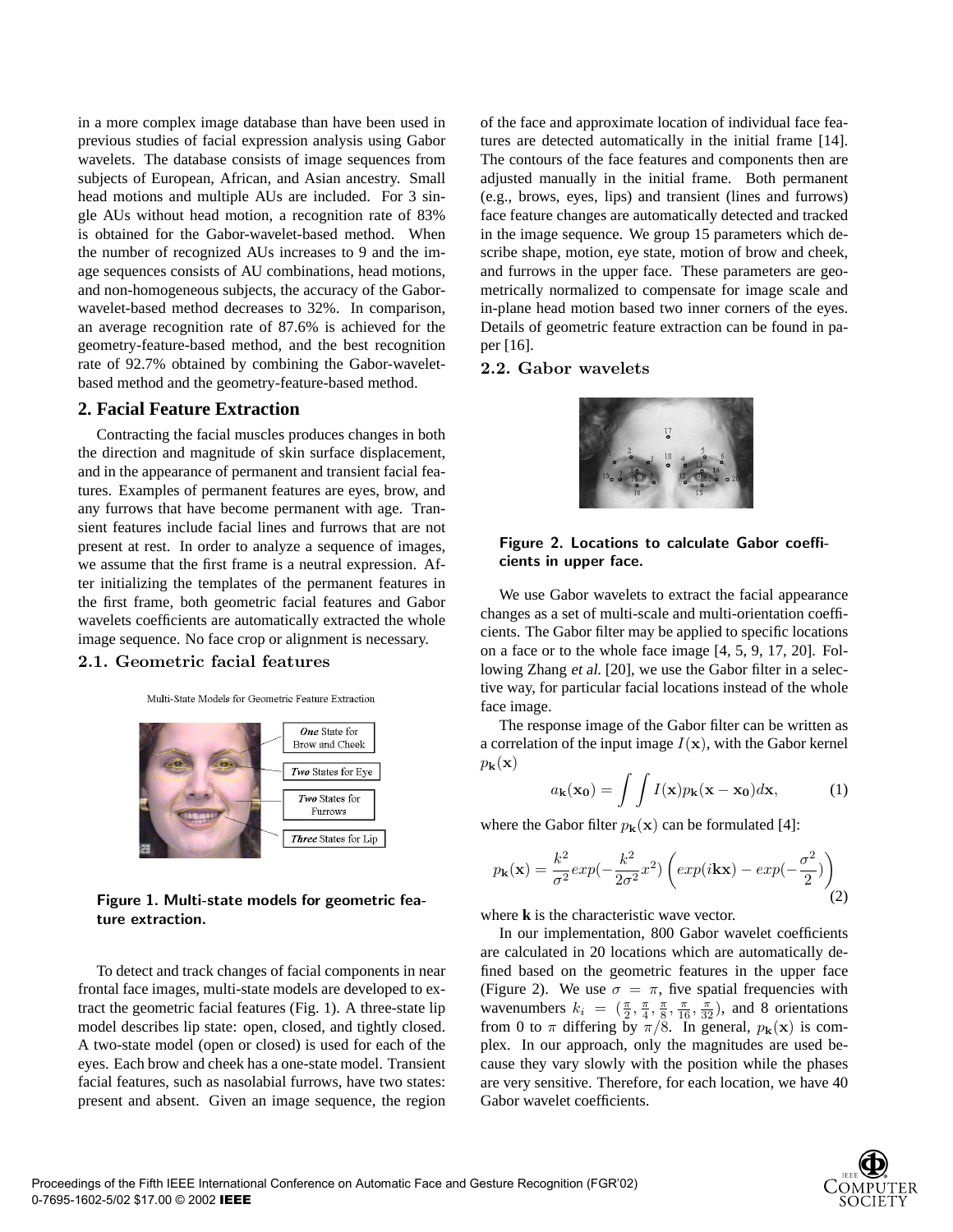in a more complex image database than have been used in previous studies of facial expression analysis using Gabor wavelets. The database consists of image sequences from subjects of European, African, and Asian ancestry. Small head motions and multiple AUs are included. For 3 single AUs without head motion, a recognition rate of 83% is obtained for the Gabor-wavelet-based method. When the number of recognized AUs increases to 9 and the image sequences consists of AU combinations, head motions, and non-homogeneous subjects, the accuracy of the Gabor-wavelet-based method decreases to 32%. In comparison, an average recognition rate of 87.6% is achieved for the geometry-feature-based method, and the best recognition rate of 92.7% obtained by combining the Gabor-wavelet-based method and the geometry-feature-based method.

## 2. Facial Feature Extraction

Contracting the facial muscles produces changes in both the direction and magnitude of skin surface displacement, and in the appearance of permanent and transient facial features. Examples of permanent features are eyes, brow, and any furrows that have become permanent with age. Transient features include facial lines and furrows that are not present at rest. In order to analyze a sequence of images, we assume that the first frame is a neutral expression. After initializing the templates of the permanent features in the first frame, both geometric facial features and Gabor wavelets coefficients are automatically extracted the whole image sequence. No face crop or alignment is necessary.

### 2.1. Geometric facial features

Multi-State Models for Geometric Feature Extraction

*One* State for Brow and Cheek

*Two* States for Eye

*Two* States for Furrows

*Three* States for Lip

**Figure 1. Multi-state models for geometric feature extraction.**

To detect and track changes of facial components in near frontal face images, multi-state models are developed to extract the geometric facial features (Fig. 1). A three-state lip model describes lip state: open, closed, and tightly closed. A two-state model (open or closed) is used for each of the eyes. Each brow and cheek has a one-state model. Transient facial features, such as nasolabial furrows, have two states: present and absent. Given an image sequence, the region of the face and approximate location of individual face features are detected automatically in the initial frame [14]. The contours of the face features and components then are adjusted manually in the initial frame. Both permanent (e.g., brows, eyes, lips) and transient (lines and furrows) face feature changes are automatically detected and tracked in the image sequence. We group 15 parameters which describe shape, motion, eye state, motion of brow and cheek, and furrows in the upper face. These parameters are geometrically normalized to compensate for image scale and in-plane head motion based two inner corners of the eyes. Details of geometric feature extraction can be found in paper [16].

### 2.2. Gabor wavelets

**Figure 2. Locations to calculate Gabor coefficients in upper face.**

We use Gabor wavelets to extract the facial appearance changes as a set of multi-scale and multi-orientation coefficients. The Gabor filter may be applied to specific locations on a face or to the whole face image [4, 5, 9, 17, 20]. Following Zhang *et al.* [20], we use the Gabor filter in a selective way, for particular facial locations instead of the whole face image.

The response image of the Gabor filter can be written as a correlation of the input image $I(\mathbf{x})$, with the Gabor kernel $p_{\mathbf{k}}(\mathbf{x})$

$$a_{\mathbf{k}}(\mathbf{x_0}) = \int\int I(\mathbf{x}) p_{\mathbf{k}}(\mathbf{x} - \mathbf{x_0}) d\mathbf{x}, \tag{1}$$

where the Gabor filter $p_{\mathbf{k}}(\mathbf{x})$ can be formulated [4]:

$$p_{\mathbf{k}}(\mathbf{x}) = \frac{k^2}{\sigma^2} exp(-\frac{k^2}{2\sigma^2}x^2)\left(exp(i\mathbf{k}\mathbf{x}) - exp(-\frac{\sigma^2}{2})\right) \tag{2}$$

where **k** is the characteristic wave vector.

In our implementation, 800 Gabor wavelet coefficients are calculated in 20 locations which are automatically defined based on the geometric features in the upper face (Figure 2). We use $\sigma = \pi$, five spatial frequencies with wavenumbers $k_i = (\frac{\pi}{2}, \frac{\pi}{4}, \frac{\pi}{8}, \frac{\pi}{16}, \frac{\pi}{32})$, and 8 orientations from 0 to $\pi$ differing by $\pi/8$. In general, $p_{\mathbf{k}}(\mathbf{x})$ is complex. In our approach, only the magnitudes are used because they vary slowly with the position while the phases are very sensitive. Therefore, for each location, we have 40 Gabor wavelet coefficients.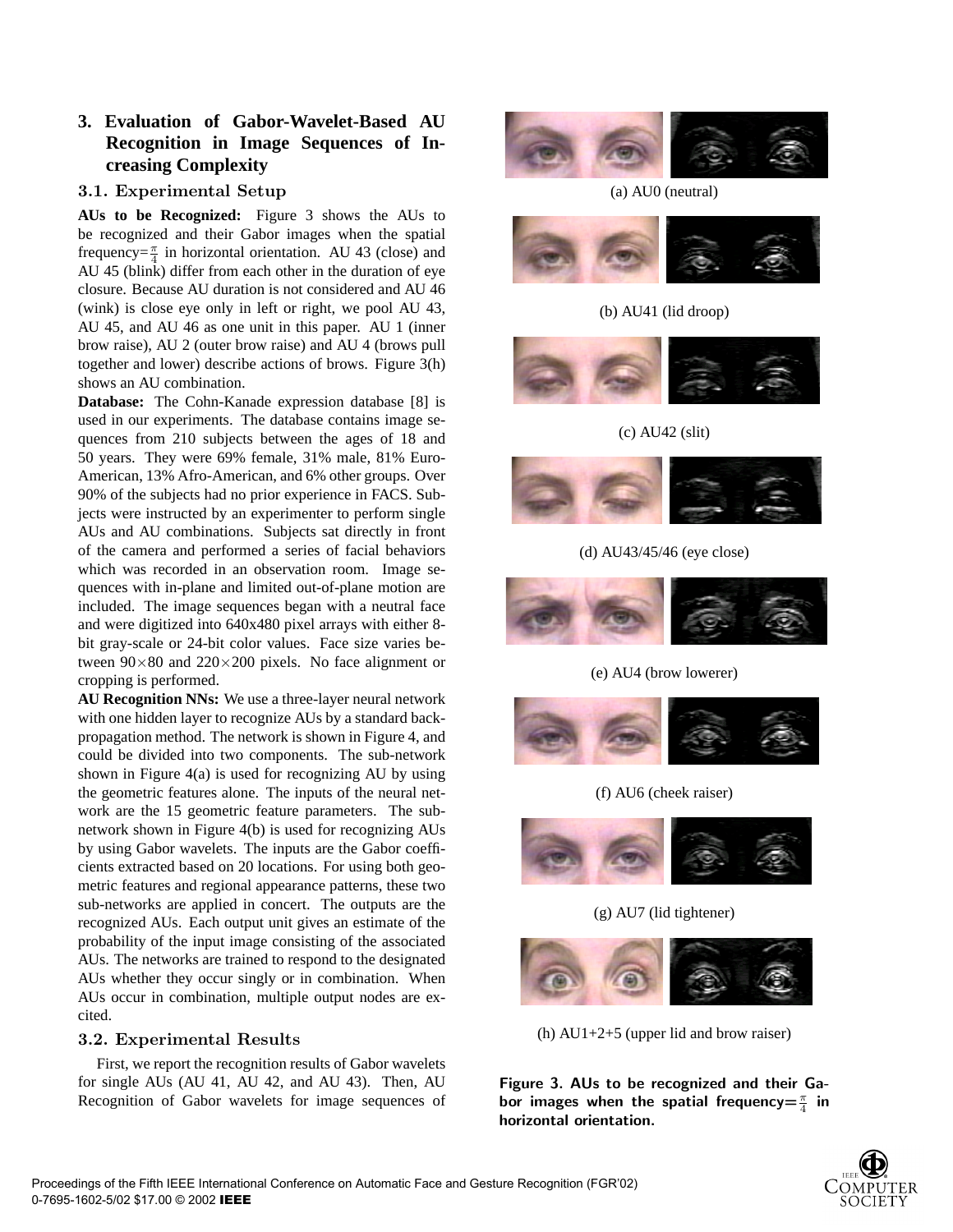## 3. Evaluation of Gabor-Wavelet-Based AU Recognition in Image Sequences of Increasing Complexity

### 3.1. Experimental Setup

**AUs to be Recognized:** Figure 3 shows the AUs to be recognized and their Gabor images when the spatial frequency=$\frac{\pi}{4}$ in horizontal orientation. AU 43 (close) and AU 45 (blink) differ from each other in the duration of eye closure. Because AU duration is not considered and AU 46 (wink) is close eye only in left or right, we pool AU 43, AU 45, and AU 46 as one unit in this paper. AU 1 (inner brow raise), AU 2 (outer brow raise) and AU 4 (brows pull together and lower) describe actions of brows. Figure 3(h) shows an AU combination.

**Database:** The Cohn-Kanade expression database [8] is used in our experiments. The database contains image sequences from 210 subjects between the ages of 18 and 50 years. They were 69% female, 31% male, 81% Euro-American, 13% Afro-American, and 6% other groups. Over 90% of the subjects had no prior experience in FACS. Subjects were instructed by an experimenter to perform single AUs and AU combinations. Subjects sat directly in front of the camera and performed a series of facial behaviors which was recorded in an observation room. Image sequences with in-plane and limited out-of-plane motion are included. The image sequences began with a neutral face and were digitized into 640x480 pixel arrays with either 8-bit gray-scale or 24-bit color values. Face size varies between $90\times80$ and $220\times200$ pixels. No face alignment or cropping is performed.

**AU Recognition NNs:** We use a three-layer neural network with one hidden layer to recognize AUs by a standard back-propagation method. The network is shown in Figure 4, and could be divided into two components. The sub-network shown in Figure 4(a) is used for recognizing AU by using the geometric features alone. The inputs of the neural network are the 15 geometric feature parameters. The sub-network shown in Figure 4(b) is used for recognizing AUs by using Gabor wavelets. The inputs are the Gabor coefficients extracted based on 20 locations. For using both geometric features and regional appearance patterns, these two sub-networks are applied in concert. The outputs are the recognized AUs. Each output unit gives an estimate of the probability of the input image consisting of the associated AUs. The networks are trained to respond to the designated AUs whether they occur singly or in combination. When AUs occur in combination, multiple output nodes are excited.

### 3.2. Experimental Results

First, we report the recognition results of Gabor wavelets for single AUs (AU 41, AU 42, and AU 43). Then, AU Recognition of Gabor wavelets for image sequences of

(a) AU0 (neutral)

(b) AU41 (lid droop)

(c) AU42 (slit)

(d) AU43/45/46 (eye close)

(e) AU4 (brow lowerer)

(f) AU6 (cheek raiser)

(g) AU7 (lid tightener)

(h) AU1+2+5 (upper lid and brow raiser)

**Figure 3. AUs to be recognized and their Gabor images when the spatial frequency=$\frac{\pi}{4}$ in horizontal orientation.**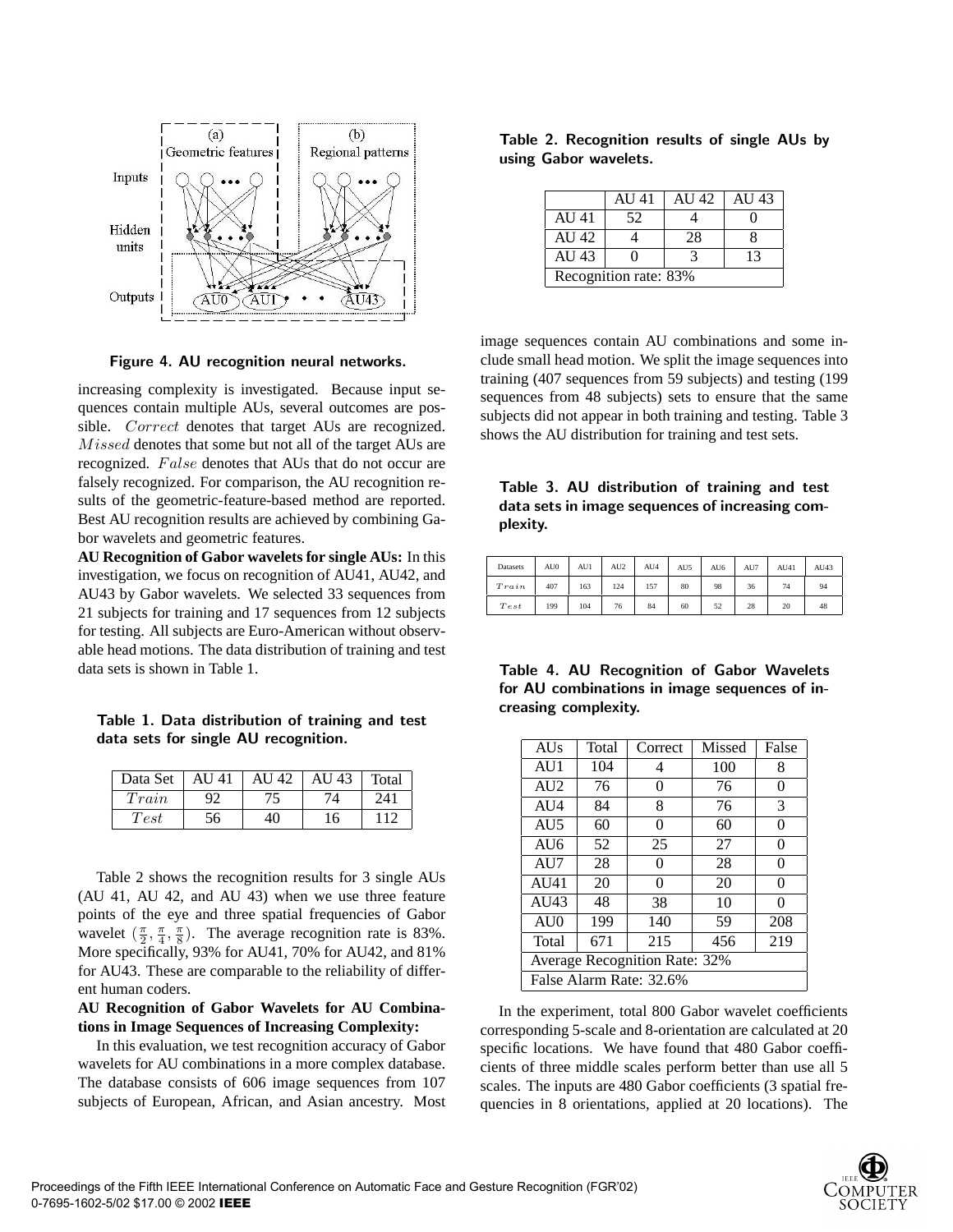Figure 4. AU recognition neural networks.

increasing complexity is investigated. Because input sequences contain multiple AUs, several outcomes are possible. *Correct* denotes that target AUs are recognized. *Missed* denotes that some but not all of the target AUs are recognized. *False* denotes that AUs that do not occur are falsely recognized. For comparison, the AU recognition results of the geometric-feature-based method are reported. Best AU recognition results are achieved by combining Gabor wavelets and geometric features.

**AU Recognition of Gabor wavelets for single AUs:** In this investigation, we focus on recognition of AU41, AU42, and AU43 by Gabor wavelets. We selected 33 sequences from 21 subjects for training and 17 sequences from 12 subjects for testing. All subjects are Euro-American without observable head motions. The data distribution of training and test data sets is shown in Table 1.

**Table 1. Data distribution of training and test data sets for single AU recognition.**

| Data Set | AU 41 | AU 42 | AU 43 | Total |
|---|---|---|---|---|
| *Train* | 92 | 75 | 74 | 241 |
| *Test* | 56 | 40 | 16 | 112 |

Table 2 shows the recognition results for 3 single AUs (AU 41, AU 42, and AU 43) when we use three feature points of the eye and three spatial frequencies of Gabor wavelet ($\frac{\pi}{2}, \frac{\pi}{4}, \frac{\pi}{8}$). The average recognition rate is 83%. More specifically, 93% for AU41, 70% for AU42, and 81% for AU43. These are comparable to the reliability of different human coders.

**AU Recognition of Gabor Wavelets for AU Combinations in Image Sequences of Increasing Complexity:**

In this evaluation, we test recognition accuracy of Gabor wavelets for AU combinations in a more complex database. The database consists of 606 image sequences from 107 subjects of European, African, and Asian ancestry. Most image sequences contain AU combinations and some include small head motion. We split the image sequences into training (407 sequences from 59 subjects) and testing (199 sequences from 48 subjects) sets to ensure that the same subjects did not appear in both training and testing. Table 3 shows the AU distribution for training and test sets.

**Table 2. Recognition results of single AUs by using Gabor wavelets.**

| | AU 41 | AU 42 | AU 43 |
|---|---|---|---|
| AU 41 | 52 | 4 | 0 |
| AU 42 | 4 | 28 | 8 |
| AU 43 | 0 | 3 | 13 |
| Recognition rate: 83% | | | |

**Table 3. AU distribution of training and test data sets in image sequences of increasing complexity.**

| Datasets | AU0 | AU1 | AU2 | AU4 | AU5 | AU6 | AU7 | AU41 | AU43 |
|---|---|---|---|---|---|---|---|---|---|
| *Train* | 407 | 163 | 124 | 157 | 80 | 98 | 36 | 74 | 94 |
| *Test* | 199 | 104 | 76 | 84 | 60 | 52 | 28 | 20 | 48 |

**Table 4. AU Recognition of Gabor Wavelets for AU combinations in image sequences of increasing complexity.**

| AUs | Total | Correct | Missed | False |
|---|---|---|---|---|
| AU1 | 104 | 4 | 100 | 8 |
| AU2 | 76 | 0 | 76 | 0 |
| AU4 | 84 | 8 | 76 | 3 |
| AU5 | 60 | 0 | 60 | 0 |
| AU6 | 52 | 25 | 27 | 0 |
| AU7 | 28 | 0 | 28 | 0 |
| AU41 | 20 | 0 | 20 | 0 |
| AU43 | 48 | 38 | 10 | 0 |
| AU0 | 199 | 140 | 59 | 208 |
| Total | 671 | 215 | 456 | 219 |
| Average Recognition Rate: 32% | | | | |
| False Alarm Rate: 32.6% | | | | |

In the experiment, total 800 Gabor wavelet coefficients corresponding 5-scale and 8-orientation are calculated at 20 specific locations. We have found that 480 Gabor coefficients of three middle scales perform better than use all 5 scales. The inputs are 480 Gabor coefficients (3 spatial frequencies in 8 orientations, applied at 20 locations). The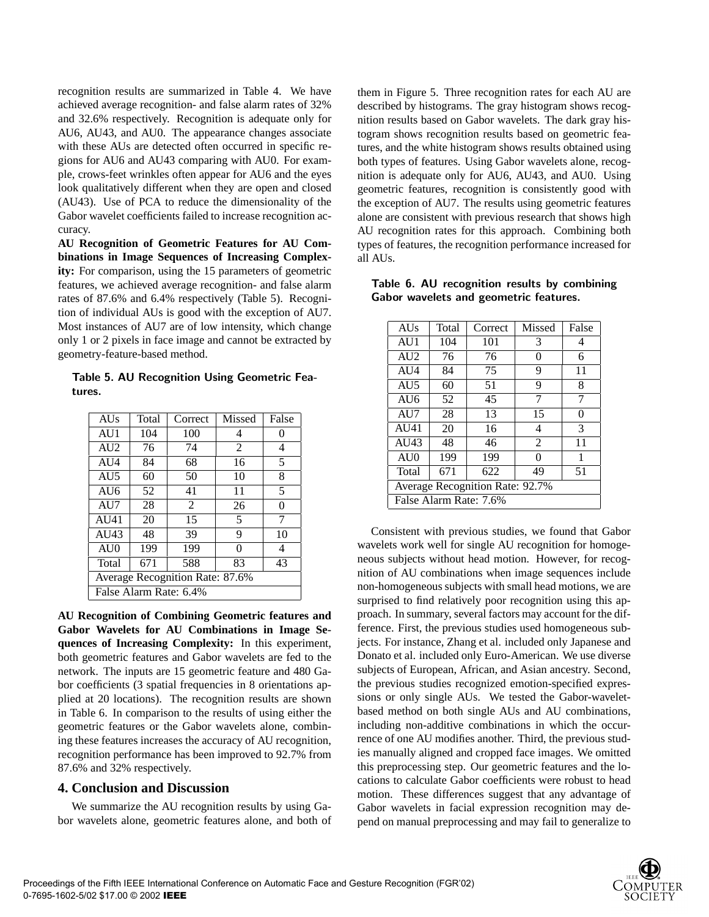recognition results are summarized in Table 4. We have achieved average recognition- and false alarm rates of 32% and 32.6% respectively. Recognition is adequate only for AU6, AU43, and AU0. The appearance changes associate with these AUs are detected often occurred in specific regions for AU6 and AU43 comparing with AU0. For example, crows-feet wrinkles often appear for AU6 and the eyes look qualitatively different when they are open and closed (AU43). Use of PCA to reduce the dimensionality of the Gabor wavelet coefficients failed to increase recognition accuracy.

**AU Recognition of Geometric Features for AU Combinations in Image Sequences of Increasing Complexity:** For comparison, using the 15 parameters of geometric features, we achieved average recognition- and false alarm rates of 87.6% and 6.4% respectively (Table 5). Recognition of individual AUs is good with the exception of AU7. Most instances of AU7 are of low intensity, which change only 1 or 2 pixels in face image and cannot be extracted by geometry-feature-based method.

**Table 5. AU Recognition Using Geometric Features.**

| AUs | Total | Correct | Missed | False |
|---|---|---|---|---|
| AU1 | 104 | 100 | 4 | 0 |
| AU2 | 76 | 74 | 2 | 4 |
| AU4 | 84 | 68 | 16 | 5 |
| AU5 | 60 | 50 | 10 | 8 |
| AU6 | 52 | 41 | 11 | 5 |
| AU7 | 28 | 2 | 26 | 0 |
| AU41 | 20 | 15 | 5 | 7 |
| AU43 | 48 | 39 | 9 | 10 |
| AU0 | 199 | 199 | 0 | 4 |
| Total | 671 | 588 | 83 | 43 |
| Average Recognition Rate: 87.6% | | | | |
| False Alarm Rate: 6.4% | | | | |

**AU Recognition of Combining Geometric features and Gabor Wavelets for AU Combinations in Image Sequences of Increasing Complexity:** In this experiment, both geometric features and Gabor wavelets are fed to the network. The inputs are 15 geometric feature and 480 Gabor coefficients (3 spatial frequencies in 8 orientations applied at 20 locations). The recognition results are shown in Table 6. In comparison to the results of using either the geometric features or the Gabor wavelets alone, combining these features increases the accuracy of AU recognition, recognition performance has been improved to 92.7% from 87.6% and 32% respectively.

## 4. Conclusion and Discussion

We summarize the AU recognition results by using Gabor wavelets alone, geometric features alone, and both of them in Figure 5. Three recognition rates for each AU are described by histograms. The gray histogram shows recognition results based on Gabor wavelets. The dark gray histogram shows recognition results based on geometric features, and the white histogram shows results obtained using both types of features. Using Gabor wavelets alone, recognition is adequate only for AU6, AU43, and AU0. Using geometric features, recognition is consistently good with the exception of AU7. The results using geometric features alone are consistent with previous research that shows high AU recognition rates for this approach. Combining both types of features, the recognition performance increased for all AUs.

**Table 6. AU recognition results by combining Gabor wavelets and geometric features.**

| AUs | Total | Correct | Missed | False |
|---|---|---|---|---|
| AU1 | 104 | 101 | 3 | 4 |
| AU2 | 76 | 76 | 0 | 6 |
| AU4 | 84 | 75 | 9 | 11 |
| AU5 | 60 | 51 | 9 | 8 |
| AU6 | 52 | 45 | 7 | 7 |
| AU7 | 28 | 13 | 15 | 0 |
| AU41 | 20 | 16 | 4 | 3 |
| AU43 | 48 | 46 | 2 | 11 |
| AU0 | 199 | 199 | 0 | 1 |
| Total | 671 | 622 | 49 | 51 |
| Average Recognition Rate: 92.7% | | | | |
| False Alarm Rate: 7.6% | | | | |

Consistent with previous studies, we found that Gabor wavelets work well for single AU recognition for homogeneous subjects without head motion. However, for recognition of AU combinations when image sequences include non-homogeneous subjects with small head motions, we are surprised to find relatively poor recognition using this approach. In summary, several factors may account for the difference. First, the previous studies used homogeneous subjects. For instance, Zhang et al. included only Japanese and Donato et al. included only Euro-American. We use diverse subjects of European, African, and Asian ancestry. Second, the previous studies recognized emotion-specified expressions or only single AUs. We tested the Gabor-wavelet-based method on both single AUs and AU combinations, including non-additive combinations in which the occurrence of one AU modifies another. Third, the previous studies manually aligned and cropped face images. We omitted this preprocessing step. Our geometric features and the locations to calculate Gabor coefficients were robust to head motion. These differences suggest that any advantage of Gabor wavelets in facial expression recognition may depend on manual preprocessing and may fail to generalize to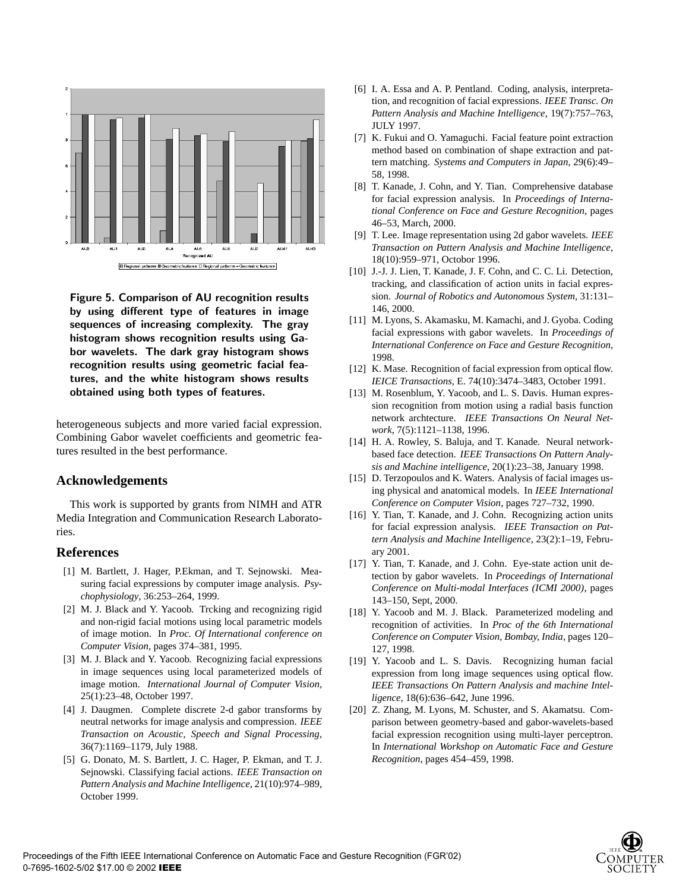2
1
.8
.6
.4
.2
0
AU0 AU1 AU2 AU4 AU5 AU6 AU7 AU41 AU43
Recognized AU
Regional patterns Geometric features Regional patterns+Geometric features

**Figure 5. Comparison of AU recognition results by using different type of features in image sequences of increasing complexity. The gray histogram shows recognition results using Gabor wavelets. The dark gray histogram shows recognition results using geometric facial features, and the white histogram shows results obtained using both types of features.**

heterogeneous subjects and more varied facial expression. Combining Gabor wavelet coefficients and geometric features resulted in the best performance.

## Acknowledgements

This work is supported by grants from NIMH and ATR Media Integration and Communication Research Laboratories.

## References

[1] M. Bartlett, J. Hager, P.Ekman, and T. Sejnowski. Measuring facial expressions by computer image analysis. *Psychophysiology*, 36:253–264, 1999.

[2] M. J. Black and Y. Yacoob. Trcking and recognizing rigid and non-rigid facial motions using local parametric models of image motion. In *Proc. Of International conference on Computer Vision*, pages 374–381, 1995.

[3] M. J. Black and Y. Yacoob. Recognizing facial expressions in image sequences using local parameterized models of image motion. *International Journal of Computer Vision*, 25(1):23–48, October 1997.

[4] J. Daugmen. Complete discrete 2-d gabor transforms by neutral networks for image analysis and compression. *IEEE Transaction on Acoustic, Speech and Signal Processing*, 36(7):1169–1179, July 1988.

[5] G. Donato, M. S. Bartlett, J. C. Hager, P. Ekman, and T. J. Sejnowski. Classifying facial actions. *IEEE Transaction on Pattern Analysis and Machine Intelligence*, 21(10):974–989, October 1999.

[6] I. A. Essa and A. P. Pentland. Coding, analysis, interpretation, and recognition of facial expressions. *IEEE Transc. On Pattern Analysis and Machine Intelligence*, 19(7):757–763, JULY 1997.

[7] K. Fukui and O. Yamaguchi. Facial feature point extraction method based on combination of shape extraction and pattern matching. *Systems and Computers in Japan*, 29(6):49–58, 1998.

[8] T. Kanade, J. Cohn, and Y. Tian. Comprehensive database for facial expression analysis. In *Proceedings of International Conference on Face and Gesture Recognition*, pages 46–53, March, 2000.

[9] T. Lee. Image representation using 2d gabor wavelets. *IEEE Transaction on Pattern Analysis and Machine Intelligence*, 18(10):959–971, Octobor 1996.

[10] J.-J. J. Lien, T. Kanade, J. F. Cohn, and C. C. Li. Detection, tracking, and classification of action units in facial expression. *Journal of Robotics and Autonomous System*, 31:131–146, 2000.

[11] M. Lyons, S. Akamasku, M. Kamachi, and J. Gyoba. Coding facial expressions with gabor wavelets. In *Proceedings of International Conference on Face and Gesture Recognition*, 1998.

[12] K. Mase. Recognition of facial expression from optical flow. *IEICE Transactions*, E. 74(10):3474–3483, October 1991.

[13] M. Rosenblum, Y. Yacoob, and L. S. Davis. Human expression recognition from motion using a radial basis function network archtecture. *IEEE Transactions On Neural Network*, 7(5):1121–1138, 1996.

[14] H. A. Rowley, S. Baluja, and T. Kanade. Neural network-based face detection. *IEEE Transactions On Pattern Analysis and Machine intelligence*, 20(1):23–38, January 1998.

[15] D. Terzopoulos and K. Waters. Analysis of facial images using physical and anatomical models. In *IEEE International Conference on Computer Vision*, pages 727–732, 1990.

[16] Y. Tian, T. Kanade, and J. Cohn. Recognizing action units for facial expression analysis. *IEEE Transaction on Pattern Analysis and Machine Intelligence*, 23(2):1–19, February 2001.

[17] Y. Tian, T. Kanade, and J. Cohn. Eye-state action unit detection by gabor wavelets. In *Proceedings of International Conference on Multi-modal Interfaces (ICMI 2000)*, pages 143–150, Sept, 2000.

[18] Y. Yacoob and M. J. Black. Parameterized modeling and recognition of activities. In *Proc of the 6th International Conference on Computer Vision, Bombay, India*, pages 120–127, 1998.

[19] Y. Yacoob and L. S. Davis. Recognizing human facial expression from long image sequences using optical flow. *IEEE Transactions On Pattern Analysis and machine Intelligence*, 18(6):636–642, June 1996.

[20] Z. Zhang, M. Lyons, M. Schuster, and S. Akamatsu. Comparison between geometry-based and gabor-wavelets-based facial expression recognition using multi-layer perceptron. In *International Workshop on Automatic Face and Gesture Recognition*, pages 454–459, 1998.